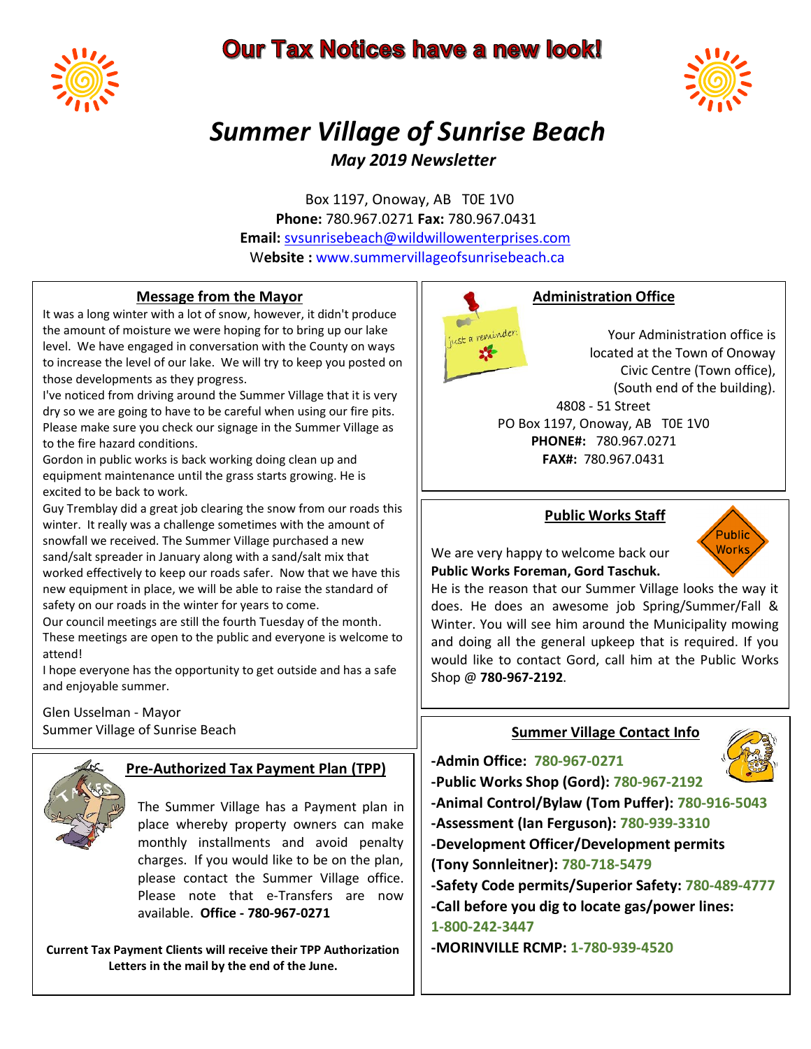# Our Tax Notices have a new look!

# *Summer Village of Sunrise Beach*

***May 2019 Newsletter***

Box 1197, Onoway, AB T0E 1V0
**Phone:** 780.967.0271 **Fax:** 780.967.0431
**Email:** svsunrisebeach@wildwillowenterprises.com
**Website :** www.summervillageofsunrisebeach.ca

## Message from the Mayor

It was a long winter with a lot of snow, however, it didn't produce the amount of moisture we were hoping for to bring up our lake level. We have engaged in conversation with the County on ways to increase the level of our lake. We will try to keep you posted on those developments as they progress.

I've noticed from driving around the Summer Village that it is very dry so we are going to have to be careful when using our fire pits. Please make sure you check our signage in the Summer Village as to the fire hazard conditions.

Gordon in public works is back working doing clean up and equipment maintenance until the grass starts growing. He is excited to be back to work.

Guy Tremblay did a great job clearing the snow from our roads this winter. It really was a challenge sometimes with the amount of snowfall we received. The Summer Village purchased a new sand/salt spreader in January along with a sand/salt mix that worked effectively to keep our roads safer. Now that we have this new equipment in place, we will be able to raise the standard of safety on our roads in the winter for years to come.

Our council meetings are still the fourth Tuesday of the month. These meetings are open to the public and everyone is welcome to attend!

I hope everyone has the opportunity to get outside and has a safe and enjoyable summer.

Glen Usselman - Mayor
Summer Village of Sunrise Beach

## Pre-Authorized Tax Payment Plan (TPP)

The Summer Village has a Payment plan in place whereby property owners can make monthly installments and avoid penalty charges. If you would like to be on the plan, please contact the Summer Village office. Please note that e-Transfers are now available. **Office - 780-967-0271**

**Current Tax Payment Clients will receive their TPP Authorization Letters in the mail by the end of the June.**

## Administration Office

Your Administration office is located at the Town of Onoway Civic Centre (Town office), (South end of the building).
4808 - 51 Street
PO Box 1197, Onoway, AB T0E 1V0
**PHONE#:** 780.967.0271
**FAX#:** 780.967.0431

## Public Works Staff

We are very happy to welcome back our **Public Works Foreman, Gord Taschuk.**
He is the reason that our Summer Village looks the way it does. He does an awesome job Spring/Summer/Fall & Winter. You will see him around the Municipality mowing and doing all the general upkeep that is required. If you would like to contact Gord, call him at the Public Works Shop @ **780-967-2192**.

## Summer Village Contact Info

- **-Admin Office: 780-967-0271**
- **-Public Works Shop (Gord): 780-967-2192**
- **-Animal Control/Bylaw (Tom Puffer): 780-916-5043**
- **-Assessment (Ian Ferguson): 780-939-3310**
- **-Development Officer/Development permits (Tony Sonnleitner): 780-718-5479**
- **-Safety Code permits/Superior Safety: 780-489-4777**
- **-Call before you dig to locate gas/power lines: 1-800-242-3447**
- **-MORINVILLE RCMP: 1-780-939-4520**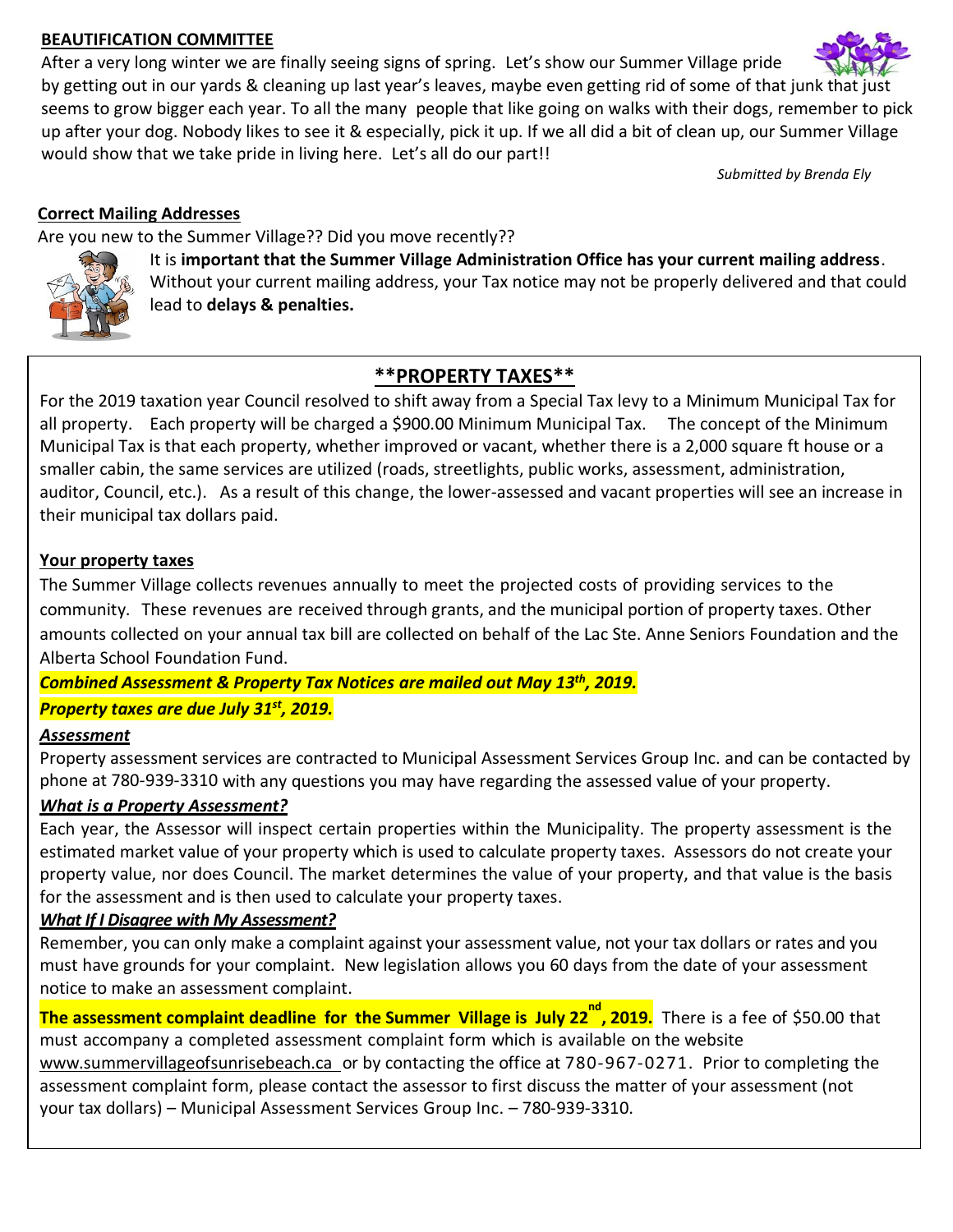## BEAUTIFICATION COMMITTEE

After a very long winter we are finally seeing signs of spring. Let's show our Summer Village pride by getting out in our yards & cleaning up last year's leaves, maybe even getting rid of some of that junk that just seems to grow bigger each year. To all the many people that like going on walks with their dogs, remember to pick up after your dog. Nobody likes to see it & especially, pick it up. If we all did a bit of clean up, our Summer Village would show that we take pride in living here. Let's all do our part!!

*Submitted by Brenda Ely*

## Correct Mailing Addresses

Are you new to the Summer Village?? Did you move recently??

It is **important that the Summer Village Administration Office has your current mailing address**. Without your current mailing address, your Tax notice may not be properly delivered and that could lead to **delays & penalties.**

## **PROPERTY TAXES**

For the 2019 taxation year Council resolved to shift away from a Special Tax levy to a Minimum Municipal Tax for all property. Each property will be charged a $900.00 Minimum Municipal Tax. The concept of the Minimum Municipal Tax is that each property, whether improved or vacant, whether there is a 2,000 square ft house or a smaller cabin, the same services are utilized (roads, streetlights, public works, assessment, administration, auditor, Council, etc.). As a result of this change, the lower-assessed and vacant properties will see an increase in their municipal tax dollars paid.

### Your property taxes

The Summer Village collects revenues annually to meet the projected costs of providing services to the community. These revenues are received through grants, and the municipal portion of property taxes. Other amounts collected on your annual tax bill are collected on behalf of the Lac Ste. Anne Seniors Foundation and the Alberta School Foundation Fund.

***Combined Assessment & Property Tax Notices are mailed out May 13th, 2019.***

***Property taxes are due July 31st, 2019.***

### *Assessment*

Property assessment services are contracted to Municipal Assessment Services Group Inc. and can be contacted by phone at 780-939-3310 with any questions you may have regarding the assessed value of your property.

### *What is a Property Assessment?*

Each year, the Assessor will inspect certain properties within the Municipality. The property assessment is the estimated market value of your property which is used to calculate property taxes. Assessors do not create your property value, nor does Council. The market determines the value of your property, and that value is the basis for the assessment and is then used to calculate your property taxes.

### *What If I Disagree with My Assessment?*

Remember, you can only make a complaint against your assessment value, not your tax dollars or rates and you must have grounds for your complaint. New legislation allows you 60 days from the date of your assessment notice to make an assessment complaint.

**The assessment complaint deadline for the Summer Village is July 22nd, 2019.** There is a fee of $50.00 that must accompany a completed assessment complaint form which is available on the website www.summervillageofsunrisebeach.ca or by contacting the office at 780-967-0271. Prior to completing the assessment complaint form, please contact the assessor to first discuss the matter of your assessment (not your tax dollars) – Municipal Assessment Services Group Inc. – 780-939-3310.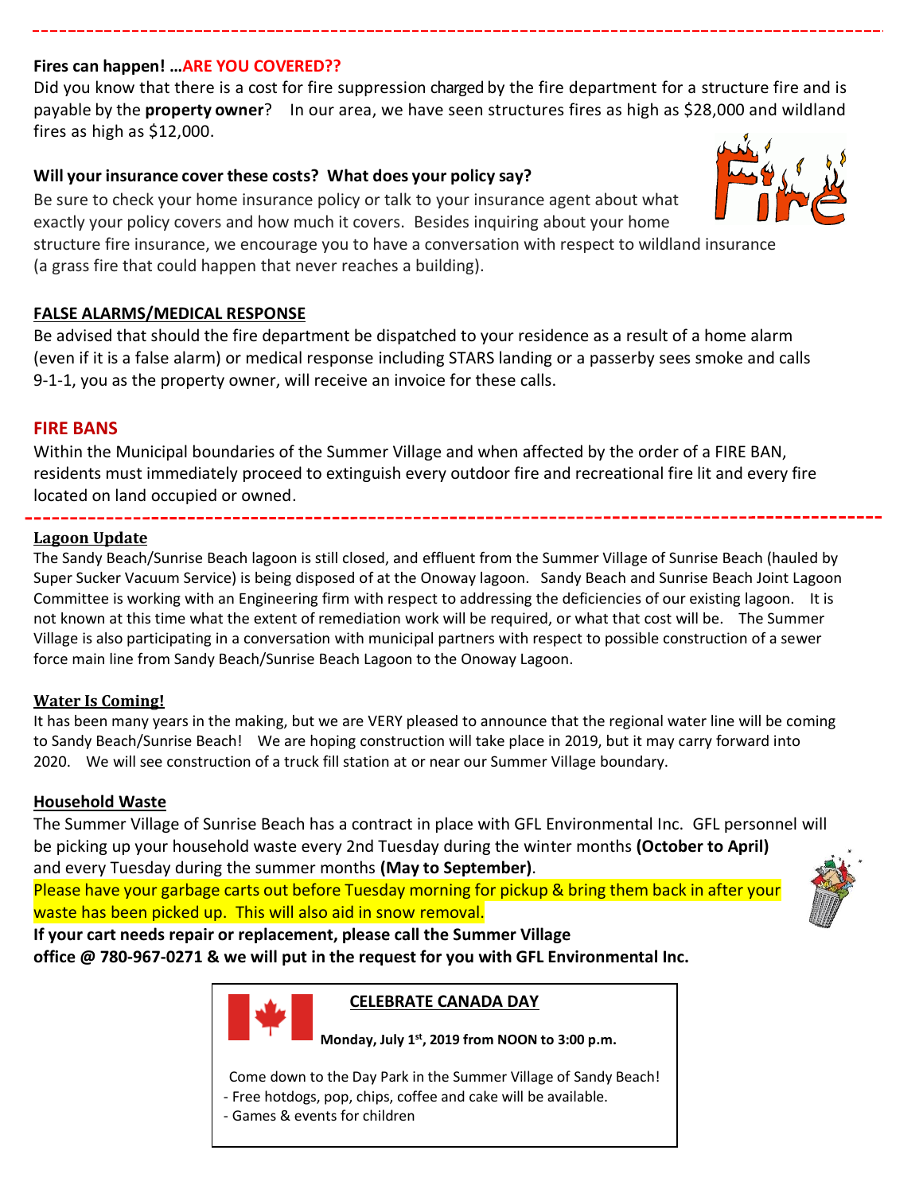**Fires can happen! …ARE YOU COVERED??**

Did you know that there is a cost for fire suppression charged by the fire department for a structure fire and is payable by the **property owner**? In our area, we have seen structures fires as high as $28,000 and wildland fires as high as $12,000.

**Will your insurance cover these costs? What does your policy say?**

Be sure to check your home insurance policy or talk to your insurance agent about what exactly your policy covers and how much it covers. Besides inquiring about your home structure fire insurance, we encourage you to have a conversation with respect to wildland insurance (a grass fire that could happen that never reaches a building).

**FALSE ALARMS/MEDICAL RESPONSE**

Be advised that should the fire department be dispatched to your residence as a result of a home alarm (even if it is a false alarm) or medical response including STARS landing or a passerby sees smoke and calls 9-1-1, you as the property owner, will receive an invoice for these calls.

**FIRE BANS**

Within the Municipal boundaries of the Summer Village and when affected by the order of a FIRE BAN, residents must immediately proceed to extinguish every outdoor fire and recreational fire lit and every fire located on land occupied or owned.

---

**Lagoon Update**

The Sandy Beach/Sunrise Beach lagoon is still closed, and effluent from the Summer Village of Sunrise Beach (hauled by Super Sucker Vacuum Service) is being disposed of at the Onoway lagoon. Sandy Beach and Sunrise Beach Joint Lagoon Committee is working with an Engineering firm with respect to addressing the deficiencies of our existing lagoon. It is not known at this time what the extent of remediation work will be required, or what that cost will be. The Summer Village is also participating in a conversation with municipal partners with respect to possible construction of a sewer force main line from Sandy Beach/Sunrise Beach Lagoon to the Onoway Lagoon.

**Water Is Coming!**

It has been many years in the making, but we are VERY pleased to announce that the regional water line will be coming to Sandy Beach/Sunrise Beach! We are hoping construction will take place in 2019, but it may carry forward into 2020. We will see construction of a truck fill station at or near our Summer Village boundary.

**Household Waste**

The Summer Village of Sunrise Beach has a contract in place with GFL Environmental Inc. GFL personnel will be picking up your household waste every 2nd Tuesday during the winter months **(October to April)** and every Tuesday during the summer months **(May to September)**.

Please have your garbage carts out before Tuesday morning for pickup & bring them back in after your waste has been picked up. This will also aid in snow removal.

**If your cart needs repair or replacement, please call the Summer Village office @ 780-967-0271 & we will put in the request for you with GFL Environmental Inc.**

**CELEBRATE CANADA DAY**

**Monday, July 1st, 2019 from NOON to 3:00 p.m.**

Come down to the Day Park in the Summer Village of Sandy Beach!

- Free hotdogs, pop, chips, coffee and cake will be available.
- Games & events for children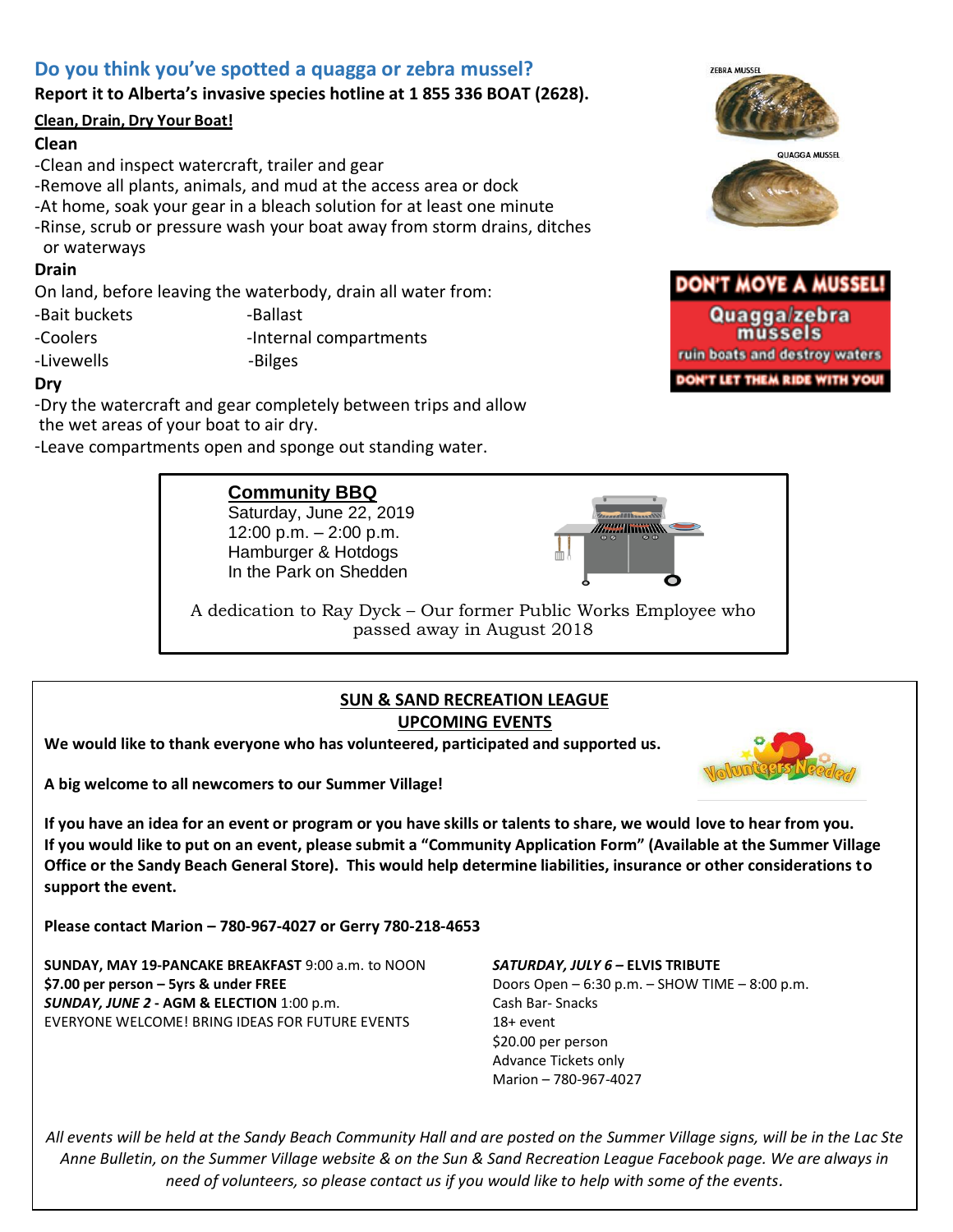## Do you think you've spotted a quagga or zebra mussel?

**Report it to Alberta's invasive species hotline at 1 855 336 BOAT (2628).**

**Clean, Drain, Dry Your Boat!**

**Clean**

- Clean and inspect watercraft, trailer and gear
- Remove all plants, animals, and mud at the access area or dock
- At home, soak your gear in a bleach solution for at least one minute
- Rinse, scrub or pressure wash your boat away from storm drains, ditches or waterways

**Drain**

On land, before leaving the waterbody, drain all water from:

- Bait buckets
- Coolers
- Livewells
- Ballast
- Internal compartments
- Bilges

**Dry**

- Dry the watercraft and gear completely between trips and allow the wet areas of your boat to air dry.
- Leave compartments open and sponge out standing water.

ZEBRA MUSSEL

QUAGGA MUSSEL

DON'T MOVE A MUSSEL!
Quagga/zebra mussels
ruin boats and destroy waters
DON'T LET THEM RIDE WITH YOU!

**Community BBQ**
Saturday, June 22, 2019
12:00 p.m. – 2:00 p.m.
Hamburger & Hotdogs
In the Park on Shedden

A dedication to Ray Dyck – Our former Public Works Employee who passed away in August 2018

## SUN & SAND RECREATION LEAGUE UPCOMING EVENTS

**We would like to thank everyone who has volunteered, participated and supported us.**

**A big welcome to all newcomers to our Summer Village!**

Volunteers Needed

**If you have an idea for an event or program or you have skills or talents to share, we would love to hear from you. If you would like to put on an event, please submit a "Community Application Form" (Available at the Summer Village Office or the Sandy Beach General Store). This would help determine liabilities, insurance or other considerations to support the event.**

**Please contact Marion – 780-967-4027 or Gerry 780-218-4653**

**SUNDAY, MAY 19-PANCAKE BREAKFAST** 9:00 a.m. to NOON
**$7.00 per person – 5yrs & under FREE**
***SUNDAY, JUNE 2*** **- AGM & ELECTION** 1:00 p.m.
EVERYONE WELCOME! BRING IDEAS FOR FUTURE EVENTS

***SATURDAY, JULY 6*** **– ELVIS TRIBUTE**
Doors Open – 6:30 p.m. – SHOW TIME – 8:00 p.m.
Cash Bar- Snacks
18+ event
$20.00 per person
Advance Tickets only
Marion – 780-967-4027

*All events will be held at the Sandy Beach Community Hall and are posted on the Summer Village signs, will be in the Lac Ste Anne Bulletin, on the Summer Village website & on the Sun & Sand Recreation League Facebook page. We are always in need of volunteers, so please contact us if you would like to help with some of the events.*